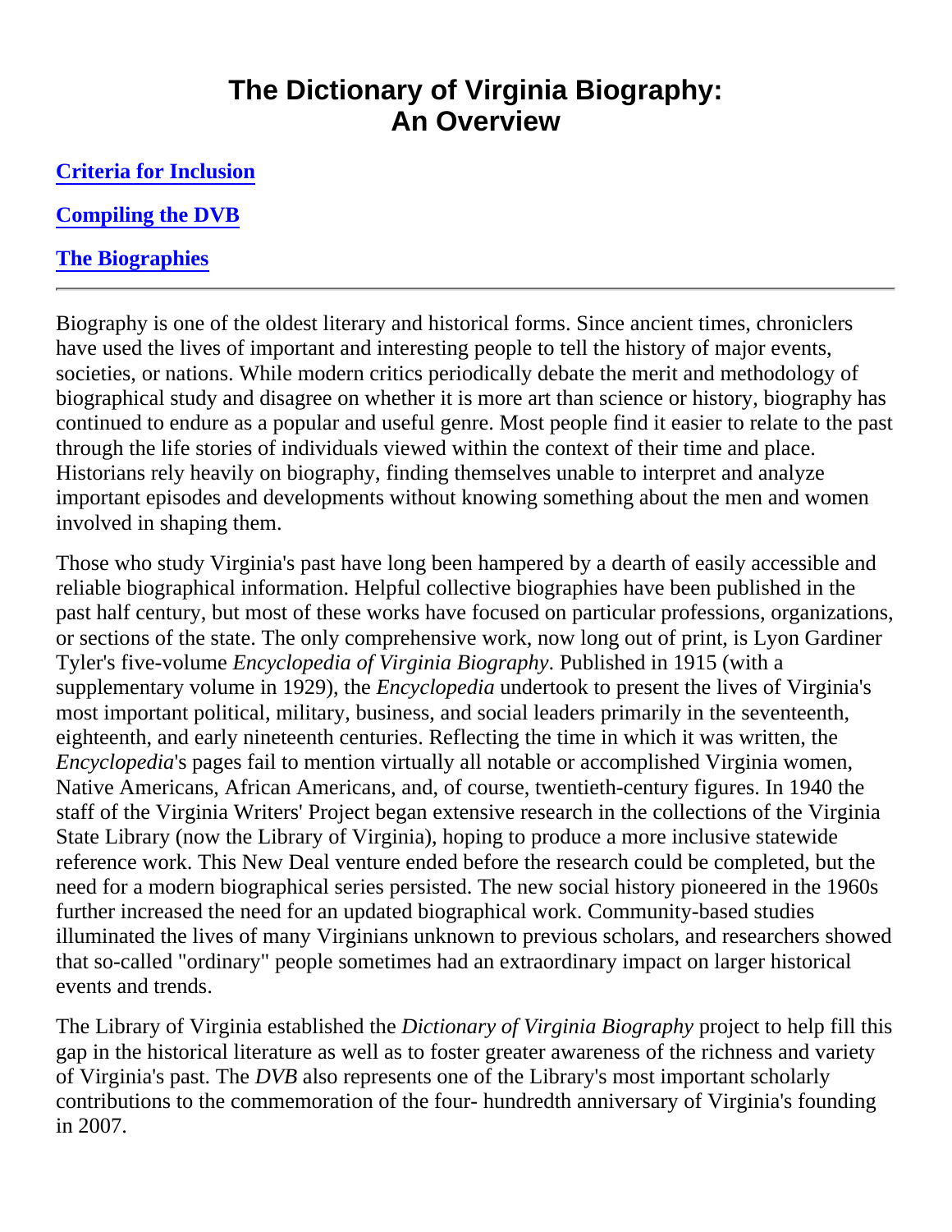# The Dictionary of Virginia Biography: An Overview

**Criteria for Inclusion**

**Compiling the DVB**

**The Biographies**

---

Biography is one of the oldest literary and historical forms. Since ancient times, chroniclers have used the lives of important and interesting people to tell the history of major events, societies, or nations. While modern critics periodically debate the merit and methodology of biographical study and disagree on whether it is more art than science or history, biography has continued to endure as a popular and useful genre. Most people find it easier to relate to the past through the life stories of individuals viewed within the context of their time and place. Historians rely heavily on biography, finding themselves unable to interpret and analyze important episodes and developments without knowing something about the men and women involved in shaping them.

Those who study Virginia's past have long been hampered by a dearth of easily accessible and reliable biographical information. Helpful collective biographies have been published in the past half century, but most of these works have focused on particular professions, organizations, or sections of the state. The only comprehensive work, now long out of print, is Lyon Gardiner Tyler's five-volume *Encyclopedia of Virginia Biography*. Published in 1915 (with a supplementary volume in 1929), the *Encyclopedia* undertook to present the lives of Virginia's most important political, military, business, and social leaders primarily in the seventeenth, eighteenth, and early nineteenth centuries. Reflecting the time in which it was written, the *Encyclopedia*'s pages fail to mention virtually all notable or accomplished Virginia women, Native Americans, African Americans, and, of course, twentieth-century figures. In 1940 the staff of the Virginia Writers' Project began extensive research in the collections of the Virginia State Library (now the Library of Virginia), hoping to produce a more inclusive statewide reference work. This New Deal venture ended before the research could be completed, but the need for a modern biographical series persisted. The new social history pioneered in the 1960s further increased the need for an updated biographical work. Community-based studies illuminated the lives of many Virginians unknown to previous scholars, and researchers showed that so-called "ordinary" people sometimes had an extraordinary impact on larger historical events and trends.

The Library of Virginia established the *Dictionary of Virginia Biography* project to help fill this gap in the historical literature as well as to foster greater awareness of the richness and variety of Virginia's past. The *DVB* also represents one of the Library's most important scholarly contributions to the commemoration of the four- hundredth anniversary of Virginia's founding in 2007.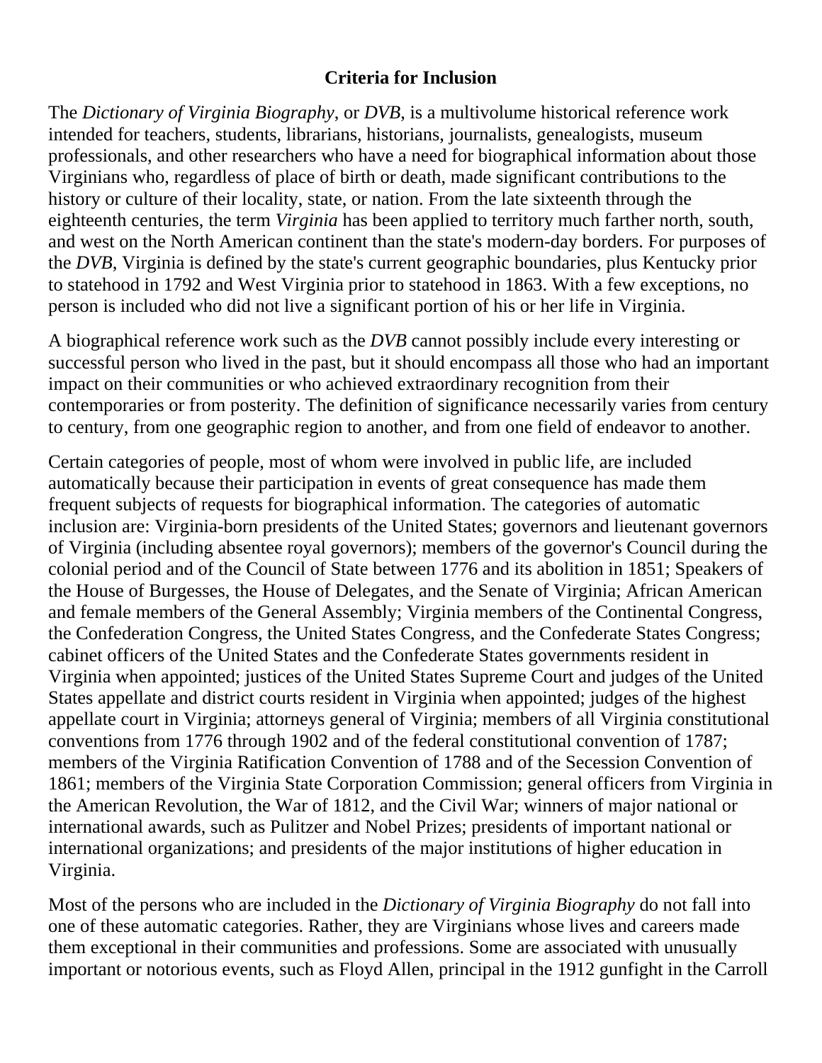## Criteria for Inclusion

The *Dictionary of Virginia Biography*, or *DVB*, is a multivolume historical reference work intended for teachers, students, librarians, historians, journalists, genealogists, museum professionals, and other researchers who have a need for biographical information about those Virginians who, regardless of place of birth or death, made significant contributions to the history or culture of their locality, state, or nation. From the late sixteenth through the eighteenth centuries, the term *Virginia* has been applied to territory much farther north, south, and west on the North American continent than the state's modern-day borders. For purposes of the *DVB*, Virginia is defined by the state's current geographic boundaries, plus Kentucky prior to statehood in 1792 and West Virginia prior to statehood in 1863. With a few exceptions, no person is included who did not live a significant portion of his or her life in Virginia.

A biographical reference work such as the *DVB* cannot possibly include every interesting or successful person who lived in the past, but it should encompass all those who had an important impact on their communities or who achieved extraordinary recognition from their contemporaries or from posterity. The definition of significance necessarily varies from century to century, from one geographic region to another, and from one field of endeavor to another.

Certain categories of people, most of whom were involved in public life, are included automatically because their participation in events of great consequence has made them frequent subjects of requests for biographical information. The categories of automatic inclusion are: Virginia-born presidents of the United States; governors and lieutenant governors of Virginia (including absentee royal governors); members of the governor's Council during the colonial period and of the Council of State between 1776 and its abolition in 1851; Speakers of the House of Burgesses, the House of Delegates, and the Senate of Virginia; African American and female members of the General Assembly; Virginia members of the Continental Congress, the Confederation Congress, the United States Congress, and the Confederate States Congress; cabinet officers of the United States and the Confederate States governments resident in Virginia when appointed; justices of the United States Supreme Court and judges of the United States appellate and district courts resident in Virginia when appointed; judges of the highest appellate court in Virginia; attorneys general of Virginia; members of all Virginia constitutional conventions from 1776 through 1902 and of the federal constitutional convention of 1787; members of the Virginia Ratification Convention of 1788 and of the Secession Convention of 1861; members of the Virginia State Corporation Commission; general officers from Virginia in the American Revolution, the War of 1812, and the Civil War; winners of major national or international awards, such as Pulitzer and Nobel Prizes; presidents of important national or international organizations; and presidents of the major institutions of higher education in Virginia.

Most of the persons who are included in the *Dictionary of Virginia Biography* do not fall into one of these automatic categories. Rather, they are Virginians whose lives and careers made them exceptional in their communities and professions. Some are associated with unusually important or notorious events, such as Floyd Allen, principal in the 1912 gunfight in the Carroll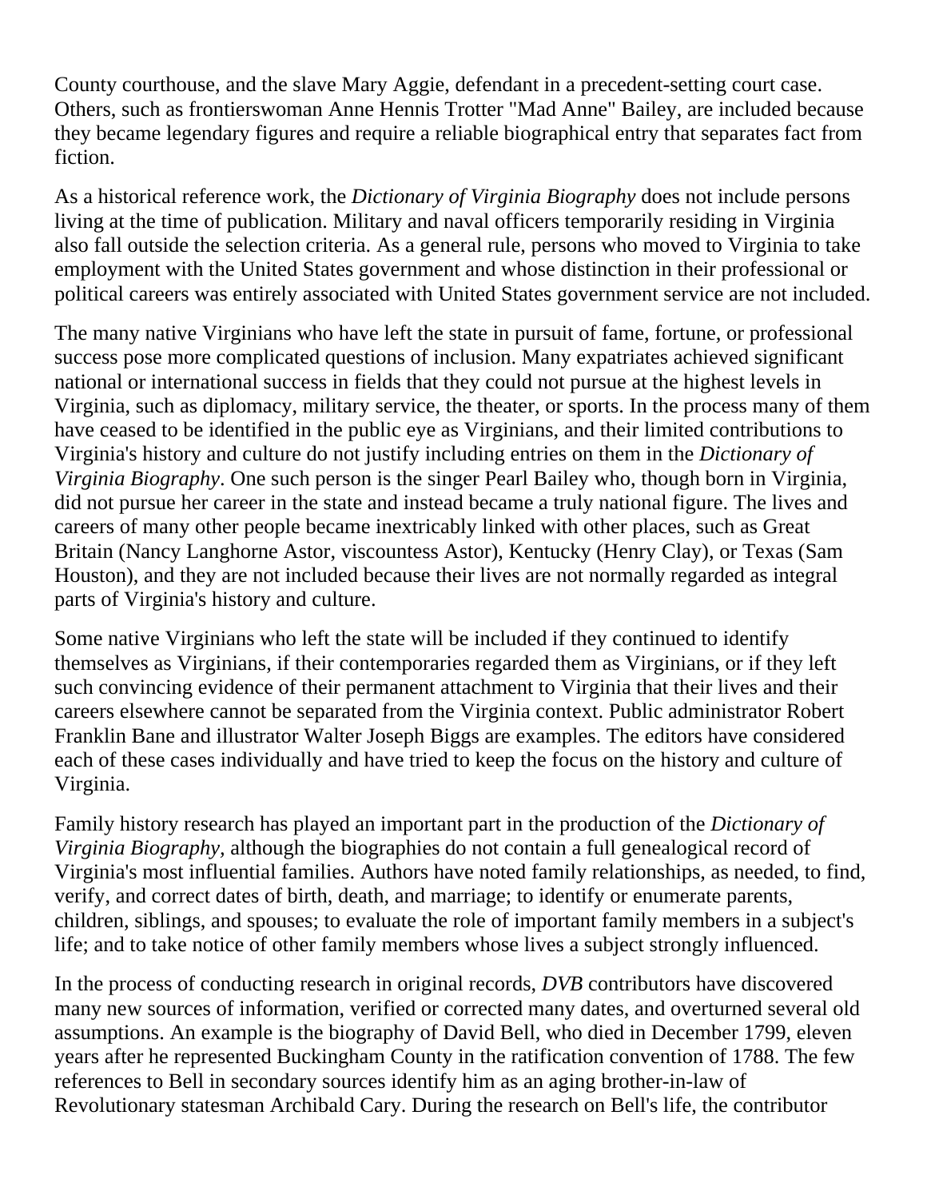County courthouse, and the slave Mary Aggie, defendant in a precedent-setting court case. Others, such as frontierswoman Anne Hennis Trotter "Mad Anne" Bailey, are included because they became legendary figures and require a reliable biographical entry that separates fact from fiction.

As a historical reference work, the *Dictionary of Virginia Biography* does not include persons living at the time of publication. Military and naval officers temporarily residing in Virginia also fall outside the selection criteria. As a general rule, persons who moved to Virginia to take employment with the United States government and whose distinction in their professional or political careers was entirely associated with United States government service are not included.

The many native Virginians who have left the state in pursuit of fame, fortune, or professional success pose more complicated questions of inclusion. Many expatriates achieved significant national or international success in fields that they could not pursue at the highest levels in Virginia, such as diplomacy, military service, the theater, or sports. In the process many of them have ceased to be identified in the public eye as Virginians, and their limited contributions to Virginia's history and culture do not justify including entries on them in the *Dictionary of Virginia Biography*. One such person is the singer Pearl Bailey who, though born in Virginia, did not pursue her career in the state and instead became a truly national figure. The lives and careers of many other people became inextricably linked with other places, such as Great Britain (Nancy Langhorne Astor, viscountess Astor), Kentucky (Henry Clay), or Texas (Sam Houston), and they are not included because their lives are not normally regarded as integral parts of Virginia's history and culture.

Some native Virginians who left the state will be included if they continued to identify themselves as Virginians, if their contemporaries regarded them as Virginians, or if they left such convincing evidence of their permanent attachment to Virginia that their lives and their careers elsewhere cannot be separated from the Virginia context. Public administrator Robert Franklin Bane and illustrator Walter Joseph Biggs are examples. The editors have considered each of these cases individually and have tried to keep the focus on the history and culture of Virginia.

Family history research has played an important part in the production of the *Dictionary of Virginia Biography,* although the biographies do not contain a full genealogical record of Virginia's most influential families. Authors have noted family relationships, as needed, to find, verify, and correct dates of birth, death, and marriage; to identify or enumerate parents, children, siblings, and spouses; to evaluate the role of important family members in a subject's life; and to take notice of other family members whose lives a subject strongly influenced.

In the process of conducting research in original records, *DVB* contributors have discovered many new sources of information, verified or corrected many dates, and overturned several old assumptions. An example is the biography of David Bell, who died in December 1799, eleven years after he represented Buckingham County in the ratification convention of 1788. The few references to Bell in secondary sources identify him as an aging brother-in-law of Revolutionary statesman Archibald Cary. During the research on Bell's life, the contributor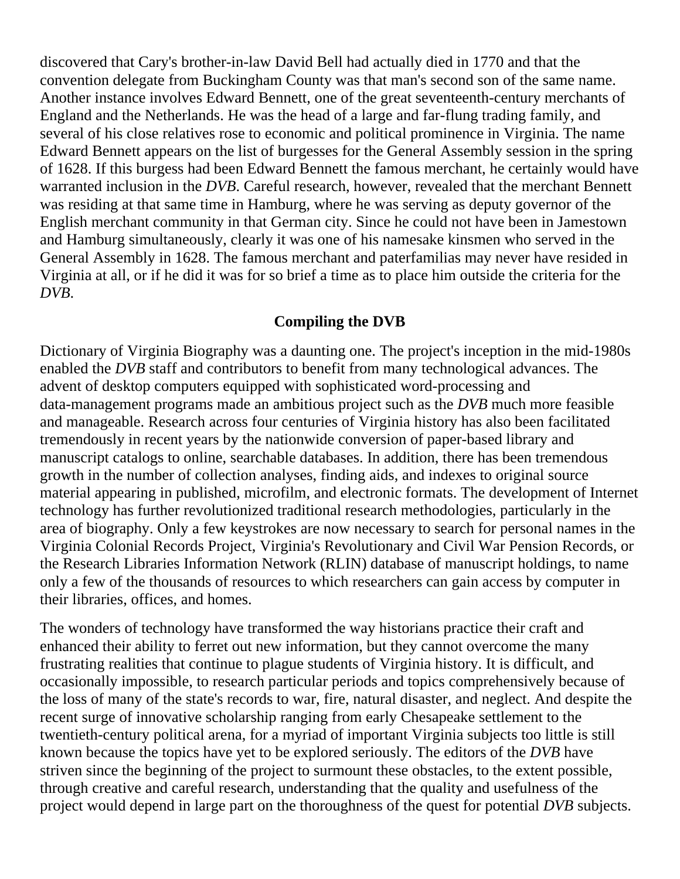discovered that Cary's brother-in-law David Bell had actually died in 1770 and that the convention delegate from Buckingham County was that man's second son of the same name. Another instance involves Edward Bennett, one of the great seventeenth-century merchants of England and the Netherlands. He was the head of a large and far-flung trading family, and several of his close relatives rose to economic and political prominence in Virginia. The name Edward Bennett appears on the list of burgesses for the General Assembly session in the spring of 1628. If this burgess had been Edward Bennett the famous merchant, he certainly would have warranted inclusion in the *DVB*. Careful research, however, revealed that the merchant Bennett was residing at that same time in Hamburg, where he was serving as deputy governor of the English merchant community in that German city. Since he could not have been in Jamestown and Hamburg simultaneously, clearly it was one of his namesake kinsmen who served in the General Assembly in 1628. The famous merchant and paterfamilias may never have resided in Virginia at all, or if he did it was for so brief a time as to place him outside the criteria for the *DVB*.

## Compiling the DVB

Dictionary of Virginia Biography was a daunting one. The project's inception in the mid-1980s enabled the *DVB* staff and contributors to benefit from many technological advances. The advent of desktop computers equipped with sophisticated word-processing and data-management programs made an ambitious project such as the *DVB* much more feasible and manageable. Research across four centuries of Virginia history has also been facilitated tremendously in recent years by the nationwide conversion of paper-based library and manuscript catalogs to online, searchable databases. In addition, there has been tremendous growth in the number of collection analyses, finding aids, and indexes to original source material appearing in published, microfilm, and electronic formats. The development of Internet technology has further revolutionized traditional research methodologies, particularly in the area of biography. Only a few keystrokes are now necessary to search for personal names in the Virginia Colonial Records Project, Virginia's Revolutionary and Civil War Pension Records, or the Research Libraries Information Network (RLIN) database of manuscript holdings, to name only a few of the thousands of resources to which researchers can gain access by computer in their libraries, offices, and homes.

The wonders of technology have transformed the way historians practice their craft and enhanced their ability to ferret out new information, but they cannot overcome the many frustrating realities that continue to plague students of Virginia history. It is difficult, and occasionally impossible, to research particular periods and topics comprehensively because of the loss of many of the state's records to war, fire, natural disaster, and neglect. And despite the recent surge of innovative scholarship ranging from early Chesapeake settlement to the twentieth-century political arena, for a myriad of important Virginia subjects too little is still known because the topics have yet to be explored seriously. The editors of the *DVB* have striven since the beginning of the project to surmount these obstacles, to the extent possible, through creative and careful research, understanding that the quality and usefulness of the project would depend in large part on the thoroughness of the quest for potential *DVB* subjects.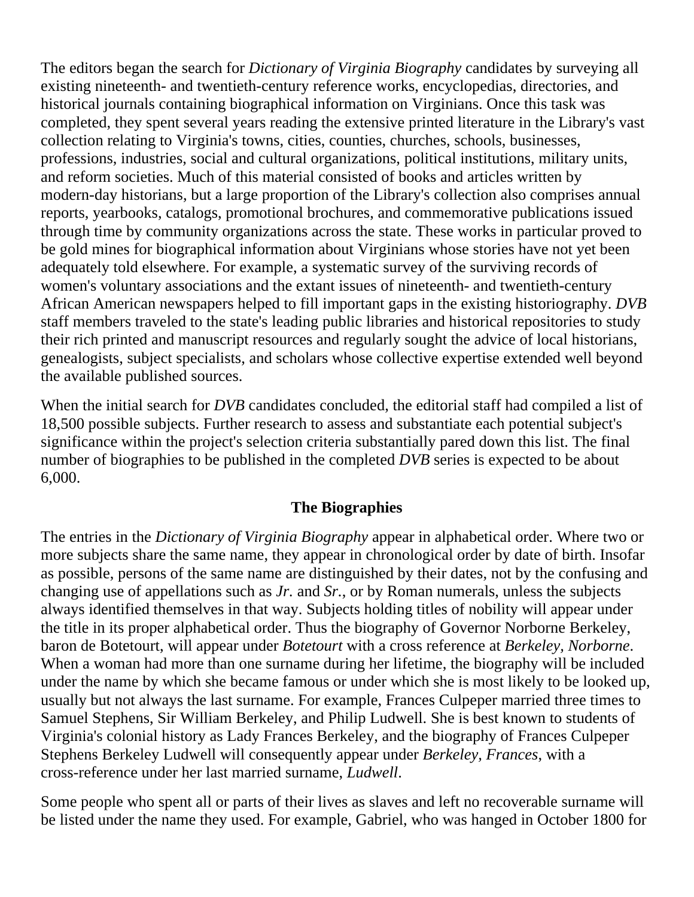The editors began the search for *Dictionary of Virginia Biography* candidates by surveying all existing nineteenth- and twentieth-century reference works, encyclopedias, directories, and historical journals containing biographical information on Virginians. Once this task was completed, they spent several years reading the extensive printed literature in the Library's vast collection relating to Virginia's towns, cities, counties, churches, schools, businesses, professions, industries, social and cultural organizations, political institutions, military units, and reform societies. Much of this material consisted of books and articles written by modern-day historians, but a large proportion of the Library's collection also comprises annual reports, yearbooks, catalogs, promotional brochures, and commemorative publications issued through time by community organizations across the state. These works in particular proved to be gold mines for biographical information about Virginians whose stories have not yet been adequately told elsewhere. For example, a systematic survey of the surviving records of women's voluntary associations and the extant issues of nineteenth- and twentieth-century African American newspapers helped to fill important gaps in the existing historiography. *DVB* staff members traveled to the state's leading public libraries and historical repositories to study their rich printed and manuscript resources and regularly sought the advice of local historians, genealogists, subject specialists, and scholars whose collective expertise extended well beyond the available published sources.

When the initial search for *DVB* candidates concluded, the editorial staff had compiled a list of 18,500 possible subjects. Further research to assess and substantiate each potential subject's significance within the project's selection criteria substantially pared down this list. The final number of biographies to be published in the completed *DVB* series is expected to be about 6,000.

## The Biographies

The entries in the *Dictionary of Virginia Biography* appear in alphabetical order. Where two or more subjects share the same name, they appear in chronological order by date of birth. Insofar as possible, persons of the same name are distinguished by their dates, not by the confusing and changing use of appellations such as *Jr.* and *Sr.*, or by Roman numerals, unless the subjects always identified themselves in that way. Subjects holding titles of nobility will appear under the title in its proper alphabetical order. Thus the biography of Governor Norborne Berkeley, baron de Botetourt, will appear under *Botetourt* with a cross reference at *Berkeley, Norborne*. When a woman had more than one surname during her lifetime, the biography will be included under the name by which she became famous or under which she is most likely to be looked up, usually but not always the last surname. For example, Frances Culpeper married three times to Samuel Stephens, Sir William Berkeley, and Philip Ludwell. She is best known to students of Virginia's colonial history as Lady Frances Berkeley, and the biography of Frances Culpeper Stephens Berkeley Ludwell will consequently appear under *Berkeley, Frances*, with a cross-reference under her last married surname, *Ludwell*.

Some people who spent all or parts of their lives as slaves and left no recoverable surname will be listed under the name they used. For example, Gabriel, who was hanged in October 1800 for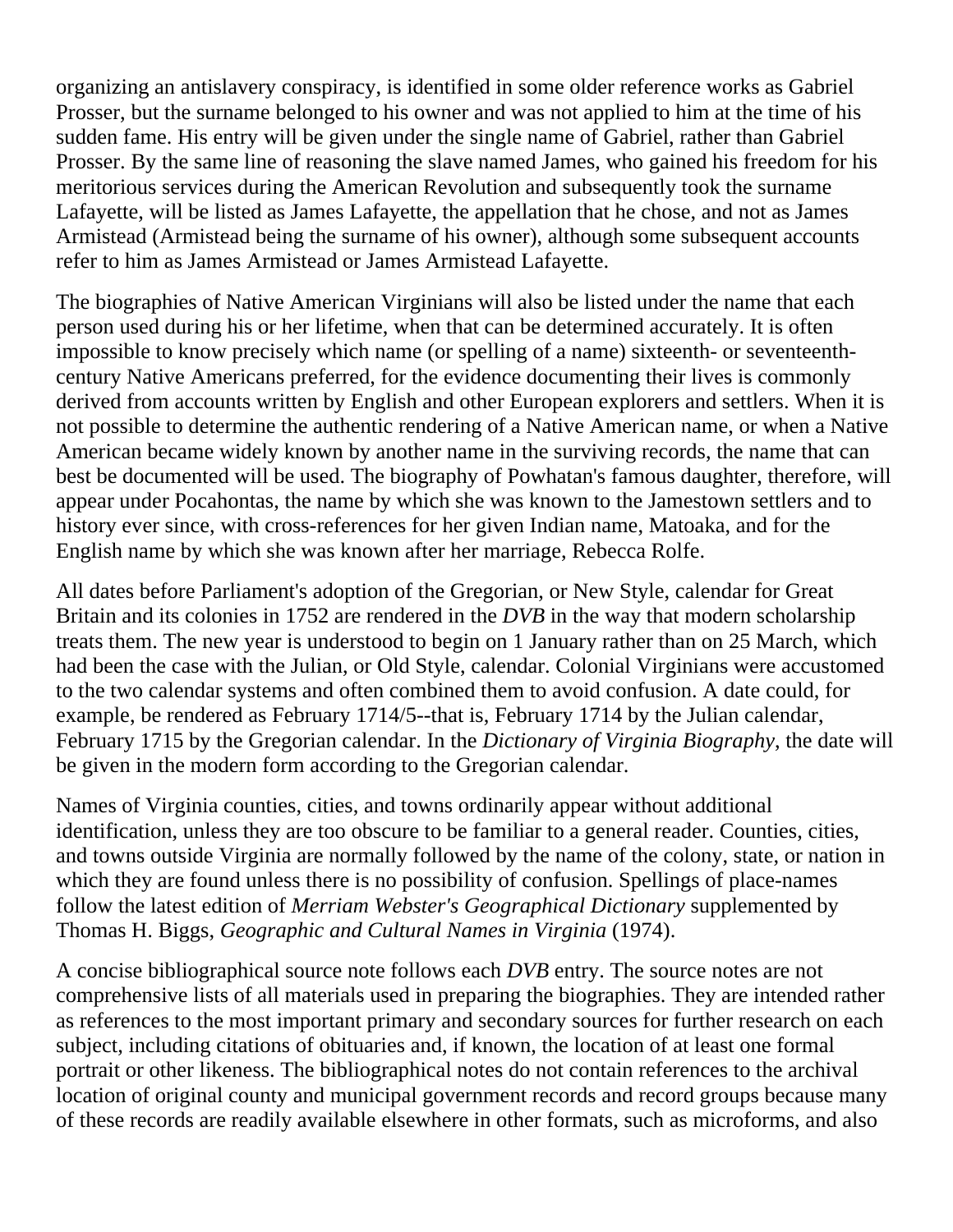organizing an antislavery conspiracy, is identified in some older reference works as Gabriel Prosser, but the surname belonged to his owner and was not applied to him at the time of his sudden fame. His entry will be given under the single name of Gabriel, rather than Gabriel Prosser. By the same line of reasoning the slave named James, who gained his freedom for his meritorious services during the American Revolution and subsequently took the surname Lafayette, will be listed as James Lafayette, the appellation that he chose, and not as James Armistead (Armistead being the surname of his owner), although some subsequent accounts refer to him as James Armistead or James Armistead Lafayette.

The biographies of Native American Virginians will also be listed under the name that each person used during his or her lifetime, when that can be determined accurately. It is often impossible to know precisely which name (or spelling of a name) sixteenth- or seventeenth-century Native Americans preferred, for the evidence documenting their lives is commonly derived from accounts written by English and other European explorers and settlers. When it is not possible to determine the authentic rendering of a Native American name, or when a Native American became widely known by another name in the surviving records, the name that can best be documented will be used. The biography of Powhatan's famous daughter, therefore, will appear under Pocahontas, the name by which she was known to the Jamestown settlers and to history ever since, with cross-references for her given Indian name, Matoaka, and for the English name by which she was known after her marriage, Rebecca Rolfe.

All dates before Parliament's adoption of the Gregorian, or New Style, calendar for Great Britain and its colonies in 1752 are rendered in the *DVB* in the way that modern scholarship treats them. The new year is understood to begin on 1 January rather than on 25 March, which had been the case with the Julian, or Old Style, calendar. Colonial Virginians were accustomed to the two calendar systems and often combined them to avoid confusion. A date could, for example, be rendered as February 1714/5--that is, February 1714 by the Julian calendar, February 1715 by the Gregorian calendar. In the *Dictionary of Virginia Biography*, the date will be given in the modern form according to the Gregorian calendar.

Names of Virginia counties, cities, and towns ordinarily appear without additional identification, unless they are too obscure to be familiar to a general reader. Counties, cities, and towns outside Virginia are normally followed by the name of the colony, state, or nation in which they are found unless there is no possibility of confusion. Spellings of place-names follow the latest edition of *Merriam Webster's Geographical Dictionary* supplemented by Thomas H. Biggs, *Geographic and Cultural Names in Virginia* (1974).

A concise bibliographical source note follows each *DVB* entry. The source notes are not comprehensive lists of all materials used in preparing the biographies. They are intended rather as references to the most important primary and secondary sources for further research on each subject, including citations of obituaries and, if known, the location of at least one formal portrait or other likeness. The bibliographical notes do not contain references to the archival location of original county and municipal government records and record groups because many of these records are readily available elsewhere in other formats, such as microforms, and also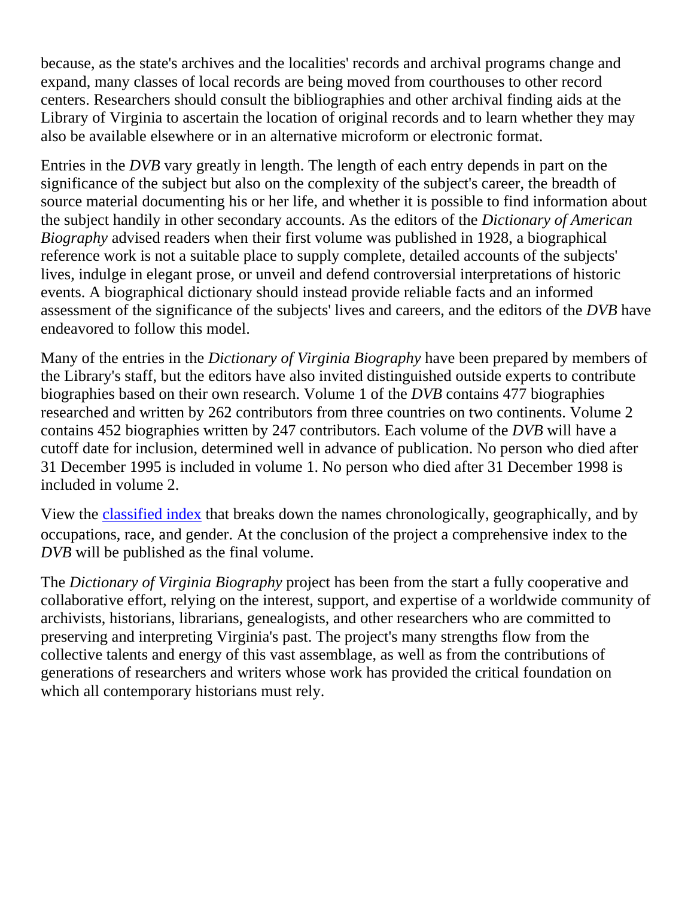because, as the state's archives and the localities' records and archival programs change and expand, many classes of local records are being moved from courthouses to other record centers. Researchers should consult the bibliographies and other archival finding aids at the Library of Virginia to ascertain the location of original records and to learn whether they may also be available elsewhere or in an alternative microform or electronic format.

Entries in the *DVB* vary greatly in length. The length of each entry depends in part on the significance of the subject but also on the complexity of the subject's career, the breadth of source material documenting his or her life, and whether it is possible to find information about the subject handily in other secondary accounts. As the editors of the *Dictionary of American Biography* advised readers when their first volume was published in 1928, a biographical reference work is not a suitable place to supply complete, detailed accounts of the subjects' lives, indulge in elegant prose, or unveil and defend controversial interpretations of historic events. A biographical dictionary should instead provide reliable facts and an informed assessment of the significance of the subjects' lives and careers, and the editors of the *DVB* have endeavored to follow this model.

Many of the entries in the *Dictionary of Virginia Biography* have been prepared by members of the Library's staff, but the editors have also invited distinguished outside experts to contribute biographies based on their own research. Volume 1 of the *DVB* contains 477 biographies researched and written by 262 contributors from three countries on two continents. Volume 2 contains 452 biographies written by 247 contributors. Each volume of the *DVB* will have a cutoff date for inclusion, determined well in advance of publication. No person who died after 31 December 1995 is included in volume 1. No person who died after 31 December 1998 is included in volume 2.

View the classified index that breaks down the names chronologically, geographically, and by occupations, race, and gender. At the conclusion of the project a comprehensive index to the *DVB* will be published as the final volume.

The *Dictionary of Virginia Biography* project has been from the start a fully cooperative and collaborative effort, relying on the interest, support, and expertise of a worldwide community of archivists, historians, librarians, genealogists, and other researchers who are committed to preserving and interpreting Virginia's past. The project's many strengths flow from the collective talents and energy of this vast assemblage, as well as from the contributions of generations of researchers and writers whose work has provided the critical foundation on which all contemporary historians must rely.